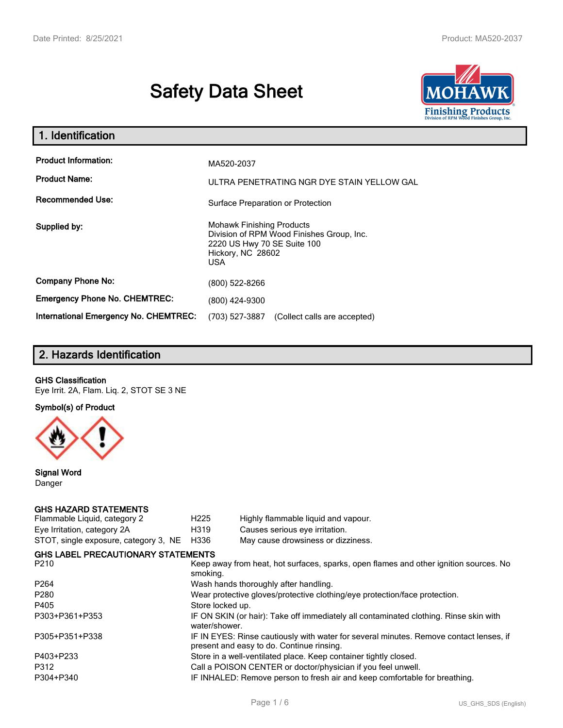# Safety Data Sheet

## 1. Identification

| | |
|---|---|
| **Product Information:** | MA520-2037 |
| **Product Name:** | ULTRA PENETRATING NGR DYE STAIN YELLOW GAL |
| **Recommended Use:** | Surface Preparation or Protection |
| **Supplied by:** | Mohawk Finishing Products<br>Division of RPM Wood Finishes Group, Inc.<br>2220 US Hwy 70 SE Suite 100<br>Hickory, NC 28602<br>USA |
| **Company Phone No:** | (800) 522-8266 |
| **Emergency Phone No. CHEMTREC:** | (800) 424-9300 |
| **International Emergency No. CHEMTREC:** | (703) 527-3887 (Collect calls are accepted) |

## 2. Hazards Identification

**GHS Classification**

Eye Irrit. 2A, Flam. Liq. 2, STOT SE 3 NE

**Symbol(s) of Product**

**Signal Word**

Danger

**GHS HAZARD STATEMENTS**

| | | |
|---|---|---|
| Flammable Liquid, category 2 | H225 | Highly flammable liquid and vapour. |
| Eye Irritation, category 2A | H319 | Causes serious eye irritation. |
| STOT, single exposure, category 3, NE | H336 | May cause drowsiness or dizziness. |

**GHS LABEL PRECAUTIONARY STATEMENTS**

| | |
|---|---|
| P210 | Keep away from heat, hot surfaces, sparks, open flames and other ignition sources. No smoking. |
| P264 | Wash hands thoroughly after handling. |
| P280 | Wear protective gloves/protective clothing/eye protection/face protection. |
| P405 | Store locked up. |
| P303+P361+P353 | IF ON SKIN (or hair): Take off immediately all contaminated clothing. Rinse skin with water/shower. |
| P305+P351+P338 | IF IN EYES: Rinse cautiously with water for several minutes. Remove contact lenses, if present and easy to do. Continue rinsing. |
| P403+P233 | Store in a well-ventilated place. Keep container tightly closed. |
| P312 | Call a POISON CENTER or doctor/physician if you feel unwell. |
| P304+P340 | IF INHALED: Remove person to fresh air and keep comfortable for breathing. |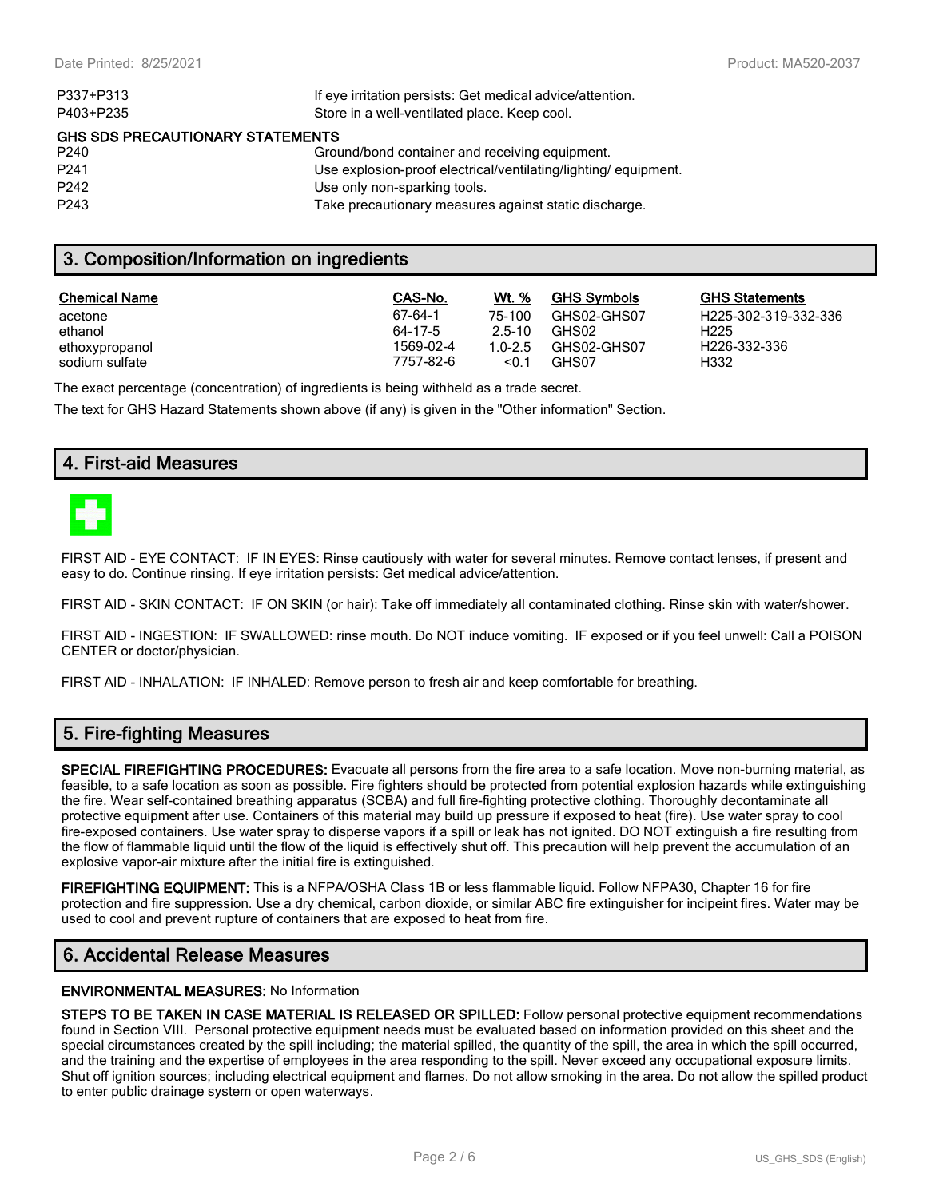| | |
|---|---|
| P337+P313 | If eye irritation persists: Get medical advice/attention. |
| P403+P235 | Store in a well-ventilated place. Keep cool. |

**GHS SDS PRECAUTIONARY STATEMENTS**

| | |
|---|---|
| P240 | Ground/bond container and receiving equipment. |
| P241 | Use explosion-proof electrical/ventilating/lighting/ equipment. |
| P242 | Use only non-sparking tools. |
| P243 | Take precautionary measures against static discharge. |

## 3. Composition/Information on ingredients

| Chemical Name | CAS-No. | Wt. % | GHS Symbols | GHS Statements |
|---|---|---|---|---|
| acetone | 67-64-1 | 75-100 | GHS02-GHS07 | H225-302-319-332-336 |
| ethanol | 64-17-5 | 2.5-10 | GHS02 | H225 |
| ethoxypropanol | 1569-02-4 | 1.0-2.5 | GHS02-GHS07 | H226-332-336 |
| sodium sulfate | 7757-82-6 | <0.1 | GHS07 | H332 |

The exact percentage (concentration) of ingredients is being withheld as a trade secret.

The text for GHS Hazard Statements shown above (if any) is given in the "Other information" Section.

## 4. First-aid Measures

FIRST AID - EYE CONTACT: IF IN EYES: Rinse cautiously with water for several minutes. Remove contact lenses, if present and easy to do. Continue rinsing. If eye irritation persists: Get medical advice/attention.

FIRST AID - SKIN CONTACT: IF ON SKIN (or hair): Take off immediately all contaminated clothing. Rinse skin with water/shower.

FIRST AID - INGESTION: IF SWALLOWED: rinse mouth. Do NOT induce vomiting. IF exposed or if you feel unwell: Call a POISON CENTER or doctor/physician.

FIRST AID - INHALATION: IF INHALED: Remove person to fresh air and keep comfortable for breathing.

## 5. Fire-fighting Measures

**SPECIAL FIREFIGHTING PROCEDURES:** Evacuate all persons from the fire area to a safe location. Move non-burning material, as feasible, to a safe location as soon as possible. Fire fighters should be protected from potential explosion hazards while extinguishing the fire. Wear self-contained breathing apparatus (SCBA) and full fire-fighting protective clothing. Thoroughly decontaminate all protective equipment after use. Containers of this material may build up pressure if exposed to heat (fire). Use water spray to cool fire-exposed containers. Use water spray to disperse vapors if a spill or leak has not ignited. DO NOT extinguish a fire resulting from the flow of flammable liquid until the flow of the liquid is effectively shut off. This precaution will help prevent the accumulation of an explosive vapor-air mixture after the initial fire is extinguished.

**FIREFIGHTING EQUIPMENT:** This is a NFPA/OSHA Class 1B or less flammable liquid. Follow NFPA30, Chapter 16 for fire protection and fire suppression. Use a dry chemical, carbon dioxide, or similar ABC fire extinguisher for incipeint fires. Water may be used to cool and prevent rupture of containers that are exposed to heat from fire.

## 6. Accidental Release Measures

**ENVIRONMENTAL MEASURES:** No Information

**STEPS TO BE TAKEN IN CASE MATERIAL IS RELEASED OR SPILLED:** Follow personal protective equipment recommendations found in Section VIII. Personal protective equipment needs must be evaluated based on information provided on this sheet and the special circumstances created by the spill including; the material spilled, the quantity of the spill, the area in which the spill occurred, and the training and the expertise of employees in the area responding to the spill. Never exceed any occupational exposure limits. Shut off ignition sources; including electrical equipment and flames. Do not allow smoking in the area. Do not allow the spilled product to enter public drainage system or open waterways.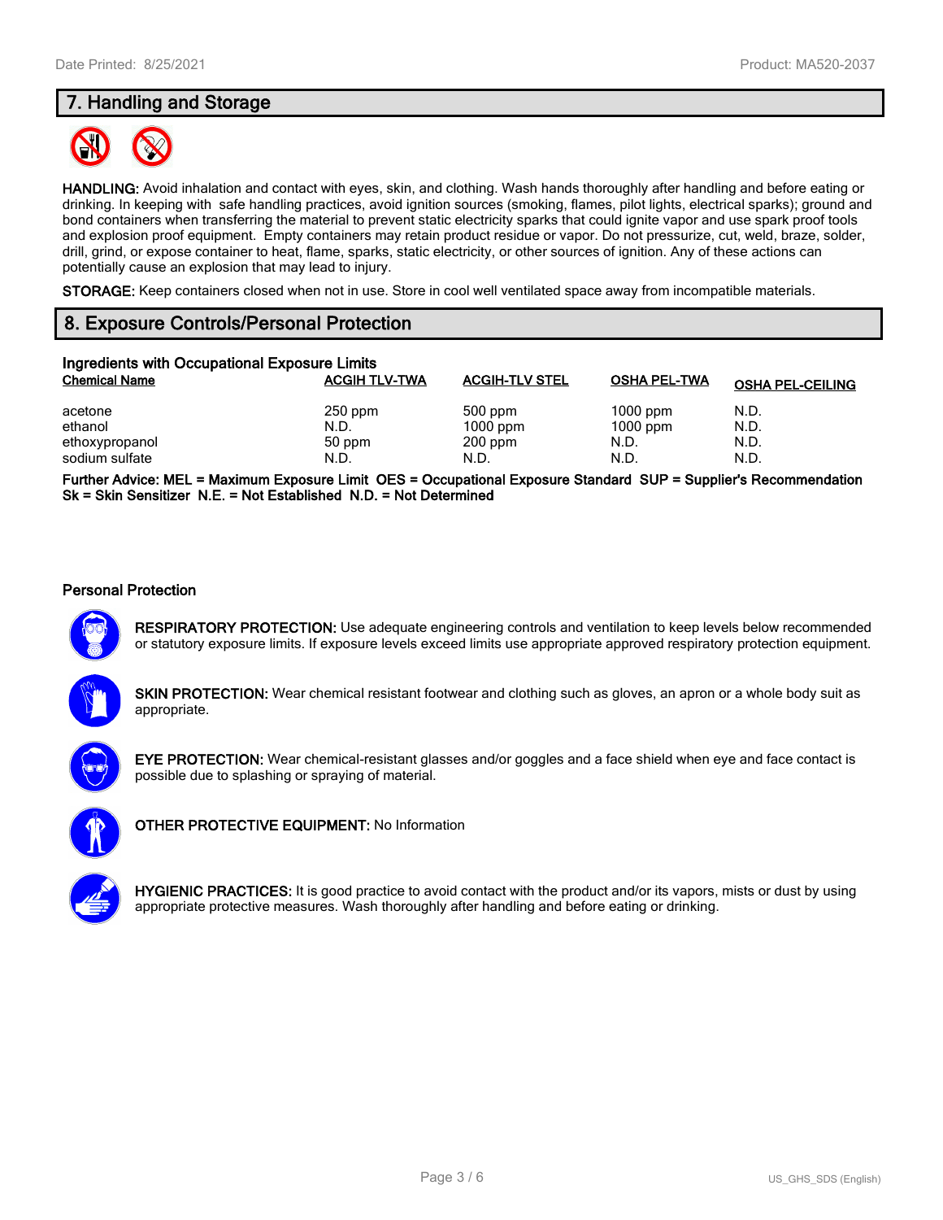## 7. Handling and Storage

**HANDLING:** Avoid inhalation and contact with eyes, skin, and clothing. Wash hands thoroughly after handling and before eating or drinking. In keeping with safe handling practices, avoid ignition sources (smoking, flames, pilot lights, electrical sparks); ground and bond containers when transferring the material to prevent static electricity sparks that could ignite vapor and use spark proof tools and explosion proof equipment. Empty containers may retain product residue or vapor. Do not pressurize, cut, weld, braze, solder, drill, grind, or expose container to heat, flame, sparks, static electricity, or other sources of ignition. Any of these actions can potentially cause an explosion that may lead to injury.

**STORAGE:** Keep containers closed when not in use. Store in cool well ventilated space away from incompatible materials.

## 8. Exposure Controls/Personal Protection

### Ingredients with Occupational Exposure Limits

| Chemical Name | ACGIH TLV-TWA | ACGIH-TLV STEL | OSHA PEL-TWA | OSHA PEL-CEILING |
|---|---|---|---|---|
| acetone | 250 ppm | 500 ppm | 1000 ppm | N.D. |
| ethanol | N.D. | 1000 ppm | 1000 ppm | N.D. |
| ethoxypropanol | 50 ppm | 200 ppm | N.D. | N.D. |
| sodium sulfate | N.D. | N.D. | N.D. | N.D. |

**Further Advice: MEL = Maximum Exposure Limit OES = Occupational Exposure Standard SUP = Supplier's Recommendation Sk = Skin Sensitizer N.E. = Not Established N.D. = Not Determined**

### Personal Protection

**RESPIRATORY PROTECTION:** Use adequate engineering controls and ventilation to keep levels below recommended or statutory exposure limits. If exposure levels exceed limits use appropriate approved respiratory protection equipment.

**SKIN PROTECTION:** Wear chemical resistant footwear and clothing such as gloves, an apron or a whole body suit as appropriate.

**EYE PROTECTION:** Wear chemical-resistant glasses and/or goggles and a face shield when eye and face contact is possible due to splashing or spraying of material.

**OTHER PROTECTIVE EQUIPMENT:** No Information

**HYGIENIC PRACTICES:** It is good practice to avoid contact with the product and/or its vapors, mists or dust by using appropriate protective measures. Wash thoroughly after handling and before eating or drinking.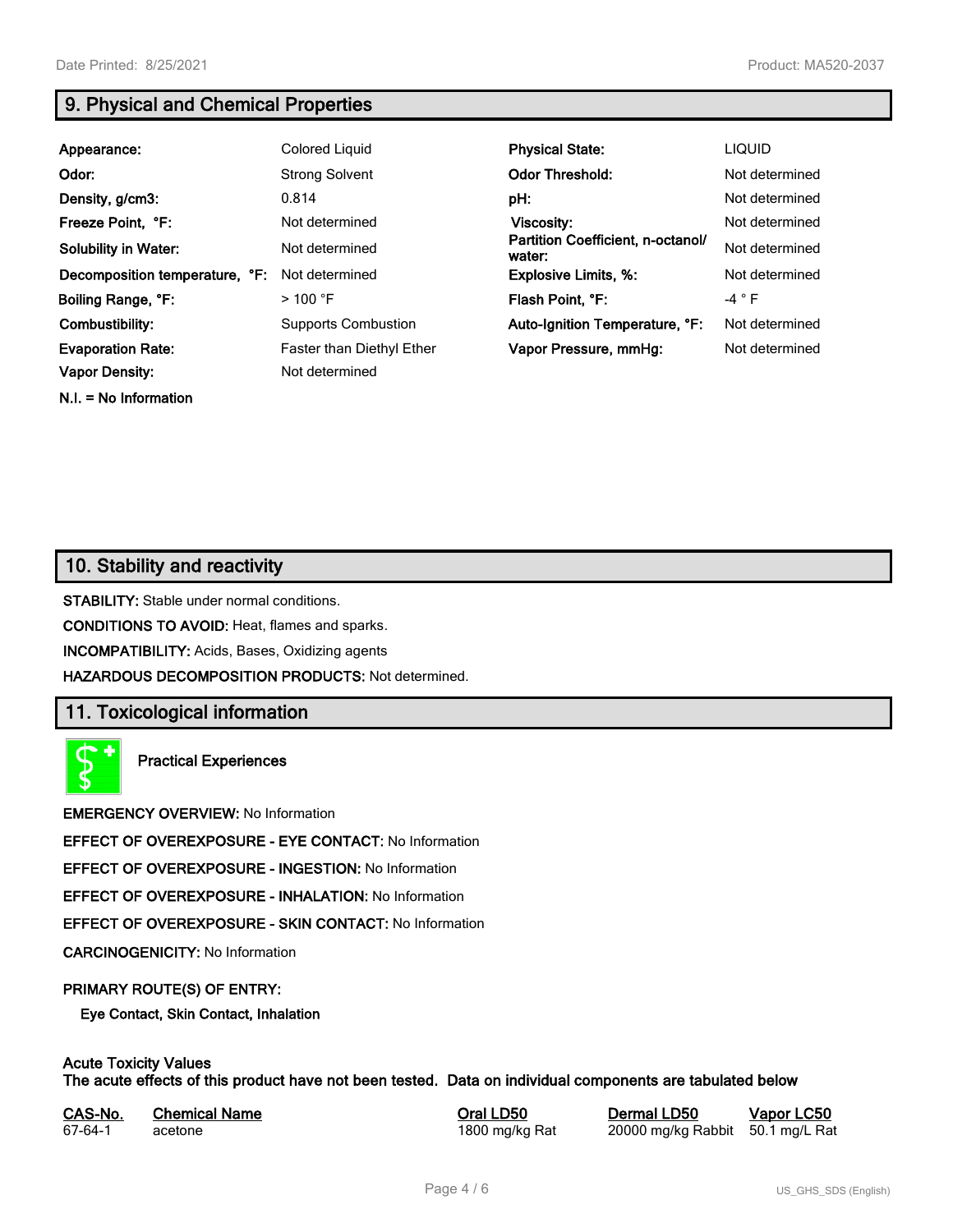## 9. Physical and Chemical Properties

| | | | |
|---|---|---|---|
| **Appearance:** | Colored Liquid | **Physical State:** | LIQUID |
| **Odor:** | Strong Solvent | **Odor Threshold:** | Not determined |
| **Density, g/cm3:** | 0.814 | **pH:** | Not determined |
| **Freeze Point, °F:** | Not determined | **Viscosity:** | Not determined |
| **Solubility in Water:** | Not determined | **Partition Coefficient, n-octanol/ water:** | Not determined |
| **Decomposition temperature, °F:** | Not determined | **Explosive Limits, %:** | Not determined |
| **Boiling Range, °F:** | > 100 °F | **Flash Point, °F:** | -4 ° F |
| **Combustibility:** | Supports Combustion | **Auto-Ignition Temperature, °F:** | Not determined |
| **Evaporation Rate:** | Faster than Diethyl Ether | **Vapor Pressure, mmHg:** | Not determined |
| **Vapor Density:** | Not determined | | |

**N.I. = No Information**

## 10. Stability and reactivity

**STABILITY:** Stable under normal conditions.

**CONDITIONS TO AVOID:** Heat, flames and sparks.

**INCOMPATIBILITY:** Acids, Bases, Oxidizing agents

**HAZARDOUS DECOMPOSITION PRODUCTS:** Not determined.

## 11. Toxicological information

**Practical Experiences**

**EMERGENCY OVERVIEW:** No Information

**EFFECT OF OVEREXPOSURE - EYE CONTACT:** No Information

**EFFECT OF OVEREXPOSURE - INGESTION:** No Information

**EFFECT OF OVEREXPOSURE - INHALATION:** No Information

**EFFECT OF OVEREXPOSURE - SKIN CONTACT:** No Information

**CARCINOGENICITY:** No Information

**PRIMARY ROUTE(S) OF ENTRY:**

**Eye Contact, Skin Contact, Inhalation**

**Acute Toxicity Values**
**The acute effects of this product have not been tested. Data on individual components are tabulated below**

| CAS-No. | Chemical Name | Oral LD50 | Dermal LD50 | Vapor LC50 |
|---|---|---|---|---|
| 67-64-1 | acetone | 1800 mg/kg Rat | 20000 mg/kg Rabbit | 50.1 mg/L Rat |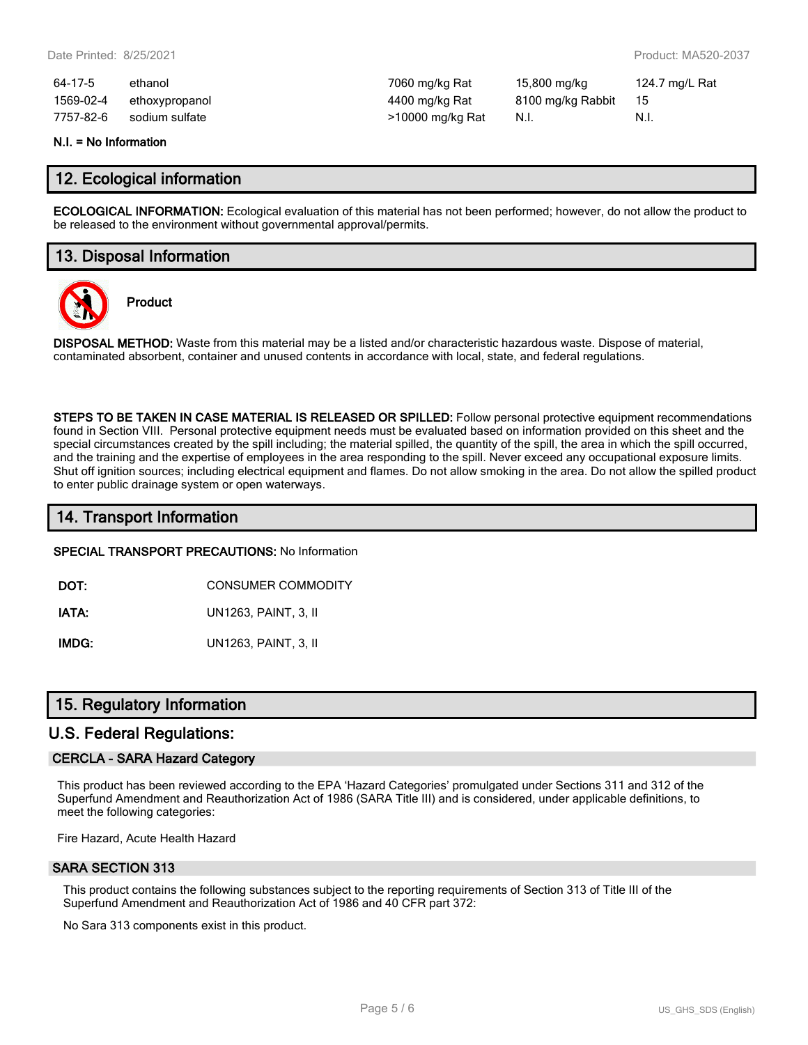| | | | | |
|---|---|---|---|---|
| 64-17-5 | ethanol | 7060 mg/kg Rat | 15,800 mg/kg | 124.7 mg/L Rat |
| 1569-02-4 | ethoxypropanol | 4400 mg/kg Rat | 8100 mg/kg Rabbit | 15 |
| 7757-82-6 | sodium sulfate | >10000 mg/kg Rat | N.I. | N.I. |

**N.I. = No Information**

## 12. Ecological information

**ECOLOGICAL INFORMATION:** Ecological evaluation of this material has not been performed; however, do not allow the product to be released to the environment without governmental approval/permits.

## 13. Disposal Information

**Product**

**DISPOSAL METHOD:** Waste from this material may be a listed and/or characteristic hazardous waste. Dispose of material, contaminated absorbent, container and unused contents in accordance with local, state, and federal regulations.

**STEPS TO BE TAKEN IN CASE MATERIAL IS RELEASED OR SPILLED:** Follow personal protective equipment recommendations found in Section VIII. Personal protective equipment needs must be evaluated based on information provided on this sheet and the special circumstances created by the spill including; the material spilled, the quantity of the spill, the area in which the spill occurred, and the training and the expertise of employees in the area responding to the spill. Never exceed any occupational exposure limits. Shut off ignition sources; including electrical equipment and flames. Do not allow smoking in the area. Do not allow the spilled product to enter public drainage system or open waterways.

## 14. Transport Information

**SPECIAL TRANSPORT PRECAUTIONS:** No Information

| | |
|---|---|
| **DOT:** | CONSUMER COMMODITY |
| **IATA:** | UN1263, PAINT, 3, II |
| **IMDG:** | UN1263, PAINT, 3, II |

## 15. Regulatory Information

## U.S. Federal Regulations:

### CERCLA - SARA Hazard Category

This product has been reviewed according to the EPA 'Hazard Categories' promulgated under Sections 311 and 312 of the Superfund Amendment and Reauthorization Act of 1986 (SARA Title III) and is considered, under applicable definitions, to meet the following categories:

Fire Hazard, Acute Health Hazard

### SARA SECTION 313

This product contains the following substances subject to the reporting requirements of Section 313 of Title III of the Superfund Amendment and Reauthorization Act of 1986 and 40 CFR part 372:

No Sara 313 components exist in this product.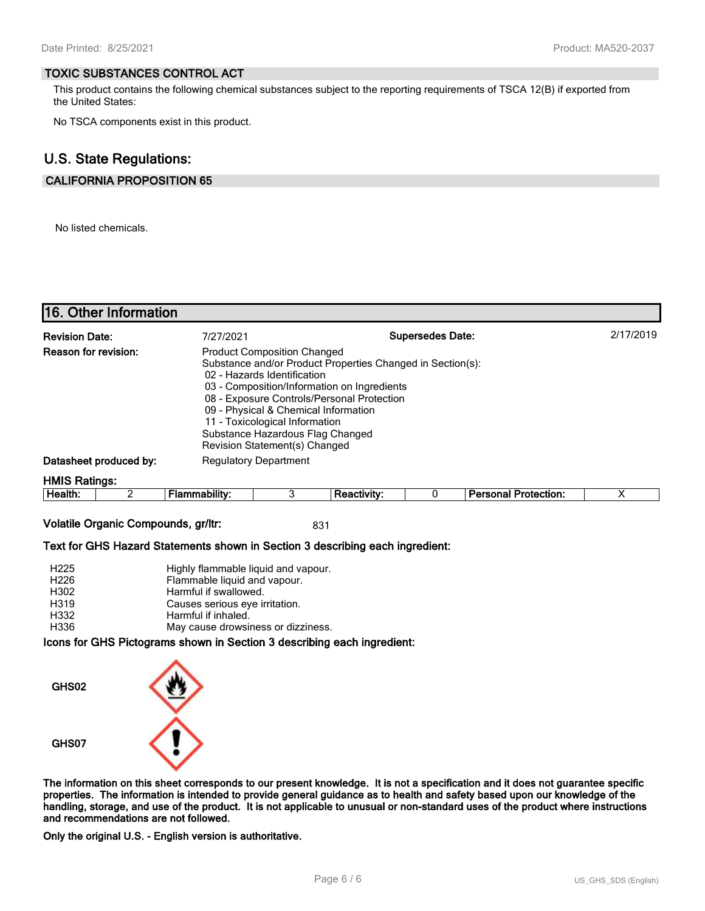## TOXIC SUBSTANCES CONTROL ACT

This product contains the following chemical substances subject to the reporting requirements of TSCA 12(B) if exported from the United States:

No TSCA components exist in this product.

# U.S. State Regulations:

## CALIFORNIA PROPOSITION 65

No listed chemicals.

# 16. Other Information

**Revision Date:** 7/27/2021

**Supersedes Date:** 2/17/2019

**Reason for revision:** Product Composition Changed
Substance and/or Product Properties Changed in Section(s):
- 02 - Hazards Identification
- 03 - Composition/Information on Ingredients
- 08 - Exposure Controls/Personal Protection
- 09 - Physical & Chemical Information
- 11 - Toxicological Information

Substance Hazardous Flag Changed
Revision Statement(s) Changed

**Datasheet produced by:** Regulatory Department

**HMIS Ratings:**

| | | | | | | | |
|---|---|---|---|---|---|---|---|
| **Health:** | 2 | **Flammability:** | 3 | **Reactivity:** | 0 | **Personal Protection:** | X |

**Volatile Organic Compounds, gr/ltr:** 831

**Text for GHS Hazard Statements shown in Section 3 describing each ingredient:**

| | |
|---|---|
| H225 | Highly flammable liquid and vapour. |
| H226 | Flammable liquid and vapour. |
| H302 | Harmful if swallowed. |
| H319 | Causes serious eye irritation. |
| H332 | Harmful if inhaled. |
| H336 | May cause drowsiness or dizziness. |

**Icons for GHS Pictograms shown in Section 3 describing each ingredient:**

GHS02

GHS07

**The information on this sheet corresponds to our present knowledge. It is not a specification and it does not guarantee specific properties. The information is intended to provide general guidance as to health and safety based upon our knowledge of the handling, storage, and use of the product. It is not applicable to unusual or non-standard uses of the product where instructions and recommendations are not followed.**

**Only the original U.S. - English version is authoritative.**